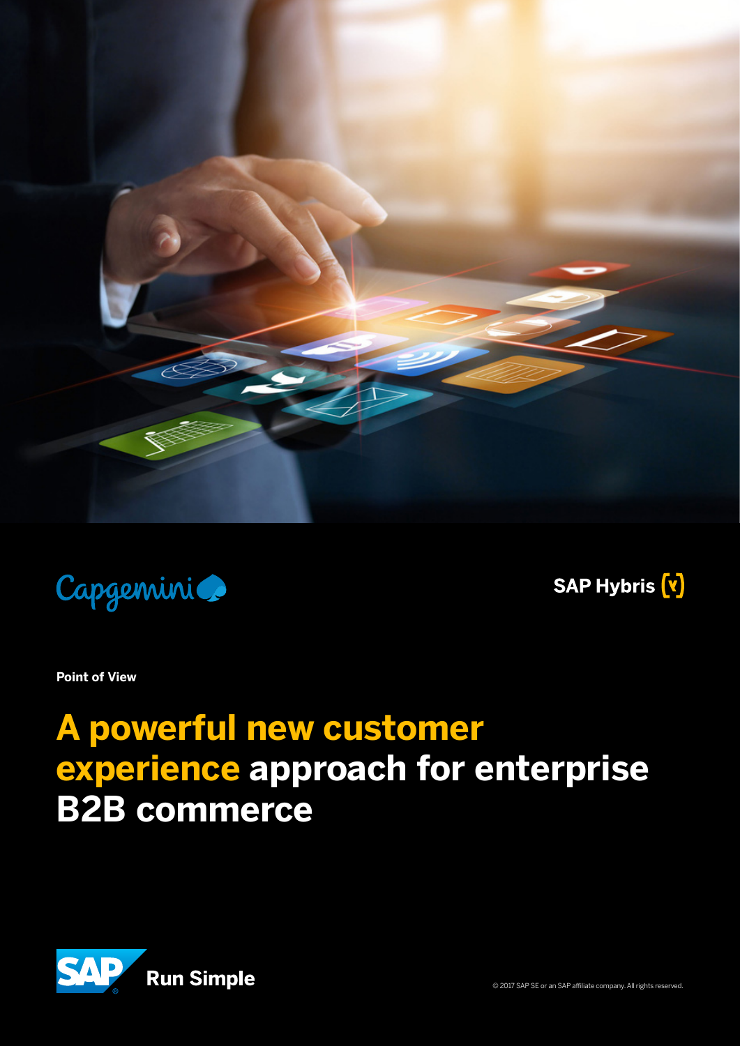Capgemini

SAP Hybris

**Point of View**

# A powerful new customer experience approach for enterprise B2B commerce

SAP Run Simple

© 2017 SAP SE or an SAP affiliate company. All rights reserved.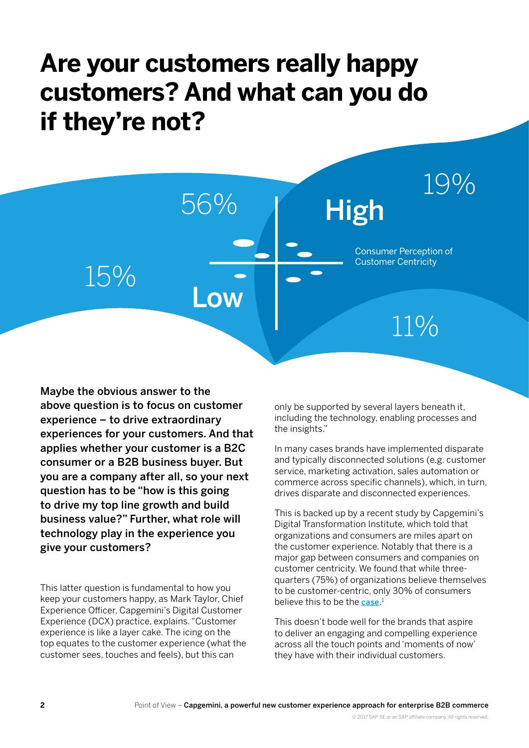# Are your customers really happy customers? And what can you do if they're not?

56%

High

19%

15%

Low

Consumer Perception of Customer Centricity

11%

**Maybe the obvious answer to the above question is to focus on customer experience – to drive extraordinary experiences for your customers. And that applies whether your customer is a B2C consumer or a B2B business buyer. But you are a company after all, so your next question has to be "how is this going to drive my top line growth and build business value?" Further, what role will technology play in the experience you give your customers?**

This latter question is fundamental to how you keep your customers happy, as Mark Taylor, Chief Experience Officer, Capgemini's Digital Customer Experience (DCX) practice, explains. "Customer experience is like a layer cake. The icing on the top equates to the customer experience (what the customer sees, touches and feels), but this can only be supported by several layers beneath it, including the technology, enabling processes and the insights."

In many cases brands have implemented disparate and typically disconnected solutions (e.g. customer service, marketing activation, sales automation or commerce across specific channels), which, in turn, drives disparate and disconnected experiences.

This is backed up by a recent study by Capgemini's Digital Transformation Institute, which told that organizations and consumers are miles apart on the customer experience. Notably that there is a major gap between consumers and companies on customer centricity. We found that while three-quarters (75%) of organizations believe themselves to be customer-centric, only 30% of consumers believe this to be the case.[1]

This doesn't bode well for the brands that aspire to deliver an engaging and compelling experience across all the touch points and 'moments of now' they have with their individual customers.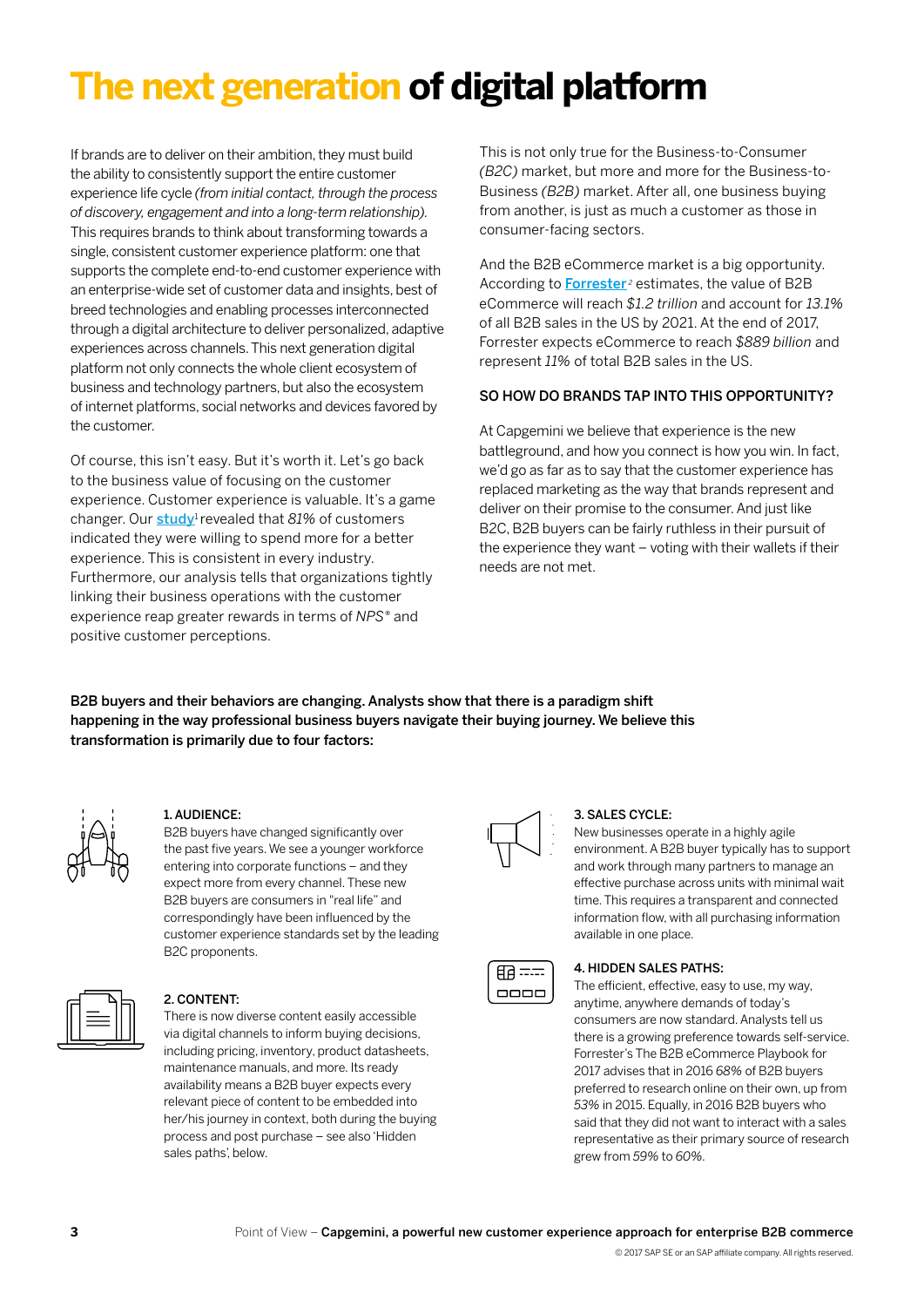# The next generation of digital platform

If brands are to deliver on their ambition, they must build the ability to consistently support the entire customer experience life cycle *(from initial contact, through the process of discovery, engagement and into a long-term relationship).* This requires brands to think about transforming towards a single, consistent customer experience platform: one that supports the complete end-to-end customer experience with an enterprise-wide set of customer data and insights, best of breed technologies and enabling processes interconnected through a digital architecture to deliver personalized, adaptive experiences across channels. This next generation digital platform not only connects the whole client ecosystem of business and technology partners, but also the ecosystem of internet platforms, social networks and devices favored by the customer.

Of course, this isn't easy. But it's worth it. Let's go back to the business value of focusing on the customer experience. Customer experience is valuable. It's a game changer. Our study[1] revealed that *81%* of customers indicated they were willing to spend more for a better experience. This is consistent in every industry. Furthermore, our analysis tells that organizations tightly linking their business operations with the customer experience reap greater rewards in terms of *NPS®* and positive customer perceptions.

This is not only true for the Business-to-Consumer *(B2C)* market, but more and more for the Business-to-Business *(B2B)* market. After all, one business buying from another, is just as much a customer as those in consumer-facing sectors.

And the B2B eCommerce market is a big opportunity. According to Forrester[2] estimates, the value of B2B eCommerce will reach *$1.2 trillion* and account for *13.1%* of all B2B sales in the US by 2021. At the end of 2017, Forrester expects eCommerce to reach *$889 billion* and represent *11%* of total B2B sales in the US.

## SO HOW DO BRANDS TAP INTO THIS OPPORTUNITY?

At Capgemini we believe that experience is the new battleground, and how you connect is how you win. In fact, we'd go as far as to say that the customer experience has replaced marketing as the way that brands represent and deliver on their promise to the consumer. And just like B2C, B2B buyers can be fairly ruthless in their pursuit of the experience they want – voting with their wallets if their needs are not met.

**B2B buyers and their behaviors are changing. Analysts show that there is a paradigm shift happening in the way professional business buyers navigate their buying journey. We believe this transformation is primarily due to four factors:**

### 1. AUDIENCE:

B2B buyers have changed significantly over the past five years. We see a younger workforce entering into corporate functions – and they expect more from every channel. These new B2B buyers are consumers in "real life" and correspondingly have been influenced by the customer experience standards set by the leading B2C proponents.

### 2. CONTENT:

There is now diverse content easily accessible via digital channels to inform buying decisions, including pricing, inventory, product datasheets, maintenance manuals, and more. Its ready availability means a B2B buyer expects every relevant piece of content to be embedded into her/his journey in context, both during the buying process and post purchase – see also 'Hidden sales paths', below.

### 3. SALES CYCLE:

New businesses operate in a highly agile environment. A B2B buyer typically has to support and work through many partners to manage an effective purchase across units with minimal wait time. This requires a transparent and connected information flow, with all purchasing information available in one place.

### 4. HIDDEN SALES PATHS:

The efficient, effective, easy to use, my way, anytime, anywhere demands of today's consumers are now standard. Analysts tell us there is a growing preference towards self-service. Forrester's The B2B eCommerce Playbook for 2017 advises that in 2016 *68%* of B2B buyers preferred to research online on their own, up from *53%* in 2015. Equally, in 2016 B2B buyers who said that they did not want to interact with a sales representative as their primary source of research grew from *59%* to *60%*.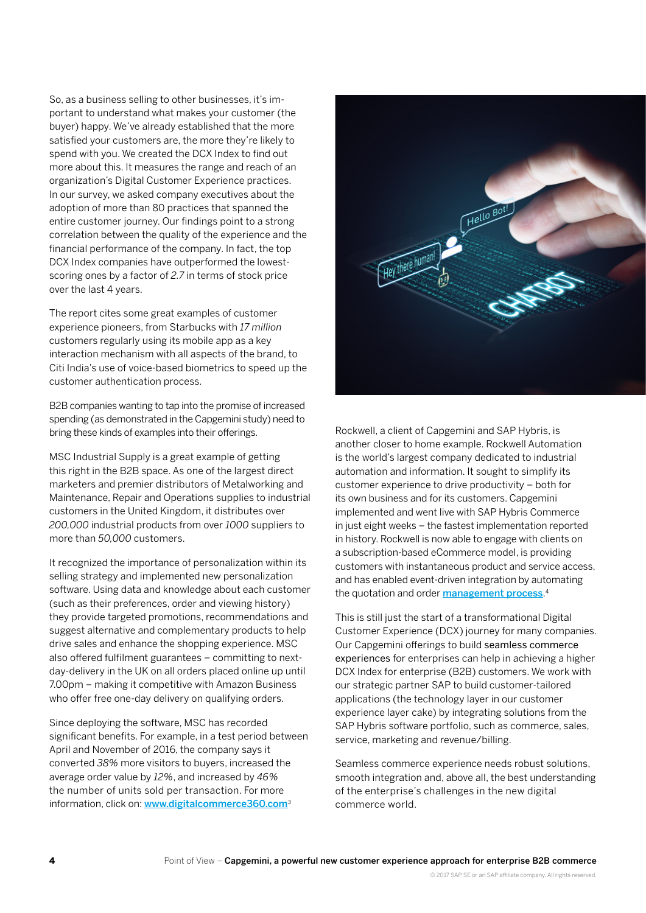So, as a business selling to other businesses, it's important to understand what makes your customer (the buyer) happy. We've already established that the more satisfied your customers are, the more they're likely to spend with you. We created the DCX Index to find out more about this. It measures the range and reach of an organization's Digital Customer Experience practices. In our survey, we asked company executives about the adoption of more than 80 practices that spanned the entire customer journey. Our findings point to a strong correlation between the quality of the experience and the financial performance of the company. In fact, the top DCX Index companies have outperformed the lowest-scoring ones by a factor of *2.7* in terms of stock price over the last 4 years.

The report cites some great examples of customer experience pioneers, from Starbucks with *17 million* customers regularly using its mobile app as a key interaction mechanism with all aspects of the brand, to Citi India's use of voice-based biometrics to speed up the customer authentication process.

B2B companies wanting to tap into the promise of increased spending (as demonstrated in the Capgemini study) need to bring these kinds of examples into their offerings.

MSC Industrial Supply is a great example of getting this right in the B2B space. As one of the largest direct marketers and premier distributors of Metalworking and Maintenance, Repair and Operations supplies to industrial customers in the United Kingdom, it distributes over *200,000* industrial products from over *1000* suppliers to more than *50,000* customers.

It recognized the importance of personalization within its selling strategy and implemented new personalization software. Using data and knowledge about each customer (such as their preferences, order and viewing history) they provide targeted promotions, recommendations and suggest alternative and complementary products to help drive sales and enhance the shopping experience. MSC also offered fulfilment guarantees – committing to next-day-delivery in the UK on all orders placed online up until 7.00pm – making it competitive with Amazon Business who offer free one-day delivery on qualifying orders.

Since deploying the software, MSC has recorded significant benefits. For example, in a test period between April and November of 2016, the company says it converted *38%* more visitors to buyers, increased the average order value by *12%*, and increased by *46%* the number of units sold per transaction. For more information, click on: [www.digitalcommerce360.com](www.digitalcommerce360.com)[3]

Rockwell, a client of Capgemini and SAP Hybris, is another closer to home example. Rockwell Automation is the world's largest company dedicated to industrial automation and information. It sought to simplify its customer experience to drive productivity – both for its own business and for its customers. Capgemini implemented and went live with SAP Hybris Commerce in just eight weeks – the fastest implementation reported in history. Rockwell is now able to engage with clients on a subscription-based eCommerce model, is providing customers with instantaneous product and service access, and has enabled event-driven integration by automating the quotation and order **management process**.[4]

This is still just the start of a transformational Digital Customer Experience (DCX) journey for many companies. Our Capgemini offerings to build seamless commerce experiences for enterprises can help in achieving a higher DCX Index for enterprise (B2B) customers. We work with our strategic partner SAP to build customer-tailored applications (the technology layer in our customer experience layer cake) by integrating solutions from the SAP Hybris software portfolio, such as commerce, sales, service, marketing and revenue/billing.

Seamless commerce experience needs robust solutions, smooth integration and, above all, the best understanding of the enterprise's challenges in the new digital commerce world.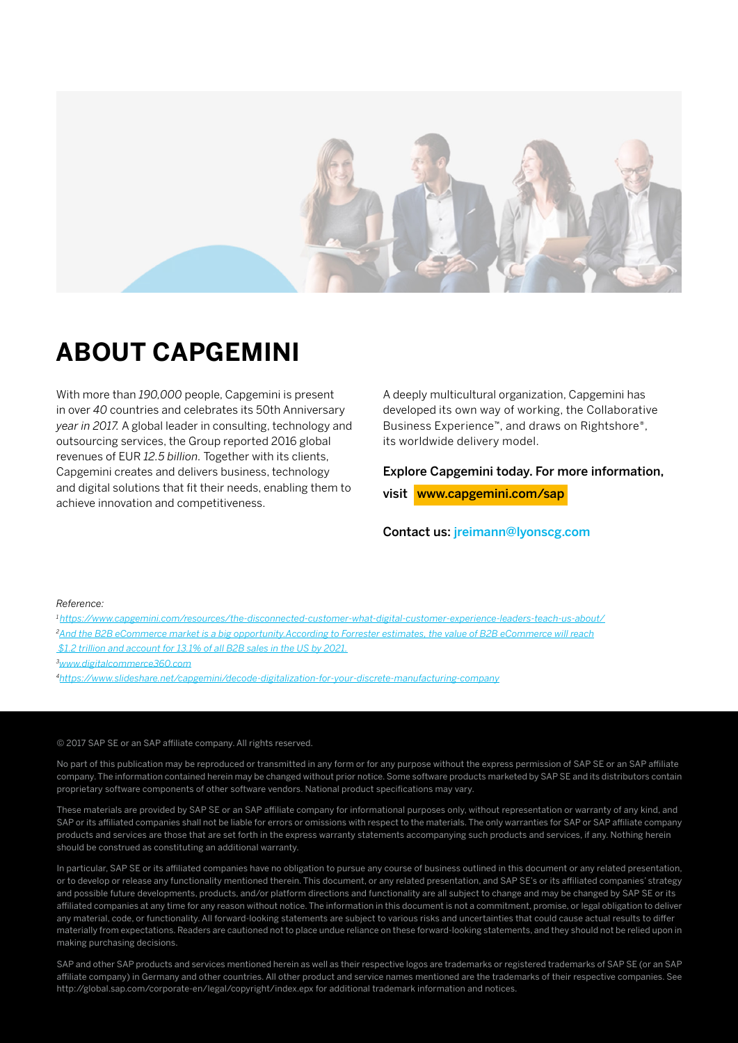# ABOUT CAPGEMINI

With more than *190,000* people, Capgemini is present in over *40* countries and celebrates its 50th Anniversary *year in 2017.* A global leader in consulting, technology and outsourcing services, the Group reported 2016 global revenues of EUR *12.5 billion.* Together with its clients, Capgemini creates and delivers business, technology and digital solutions that fit their needs, enabling them to achieve innovation and competitiveness.

A deeply multicultural organization, Capgemini has developed its own way of working, the Collaborative Business Experience™, and draws on Rightshore®, its worldwide delivery model.

**Explore Capgemini today. For more information, visit www.capgemini.com/sap**

**Contact us:** jreimann@lyonscg.com

*Reference:*

[1] *https://www.capgemini.com/resources/the-disconnected-customer-what-digital-customer-experience-leaders-teach-us-about/*

[2] *And the B2B eCommerce market is a big opportunity.According to Forrester estimates, the value of B2B eCommerce will reach $1.2 trillion and account for 13.1% of all B2B sales in the US by 2021.*

[3] *www.digitalcommerce360.com*

[4] *https://www.slideshare.net/capgemini/decode-digitalization-for-your-discrete-manufacturing-company*

© 2017 SAP SE or an SAP affiliate company. All rights reserved.

No part of this publication may be reproduced or transmitted in any form or for any purpose without the express permission of SAP SE or an SAP affiliate company. The information contained herein may be changed without prior notice. Some software products marketed by SAP SE and its distributors contain proprietary software components of other software vendors. National product specifications may vary.

These materials are provided by SAP SE or an SAP affiliate company for informational purposes only, without representation or warranty of any kind, and SAP or its affiliated companies shall not be liable for errors or omissions with respect to the materials. The only warranties for SAP or SAP affiliate company products and services are those that are set forth in the express warranty statements accompanying such products and services, if any. Nothing herein should be construed as constituting an additional warranty.

In particular, SAP SE or its affiliated companies have no obligation to pursue any course of business outlined in this document or any related presentation, or to develop or release any functionality mentioned therein. This document, or any related presentation, and SAP SE's or its affiliated companies' strategy and possible future developments, products, and/or platform directions and functionality are all subject to change and may be changed by SAP SE or its affiliated companies at any time for any reason without notice. The information in this document is not a commitment, promise, or legal obligation to deliver any material, code, or functionality. All forward-looking statements are subject to various risks and uncertainties that could cause actual results to differ materially from expectations. Readers are cautioned not to place undue reliance on these forward-looking statements, and they should not be relied upon in making purchasing decisions.

SAP and other SAP products and services mentioned herein as well as their respective logos are trademarks or registered trademarks of SAP SE (or an SAP affiliate company) in Germany and other countries. All other product and service names mentioned are the trademarks of their respective companies. See http://global.sap.com/corporate-en/legal/copyright/index.epx for additional trademark information and notices.